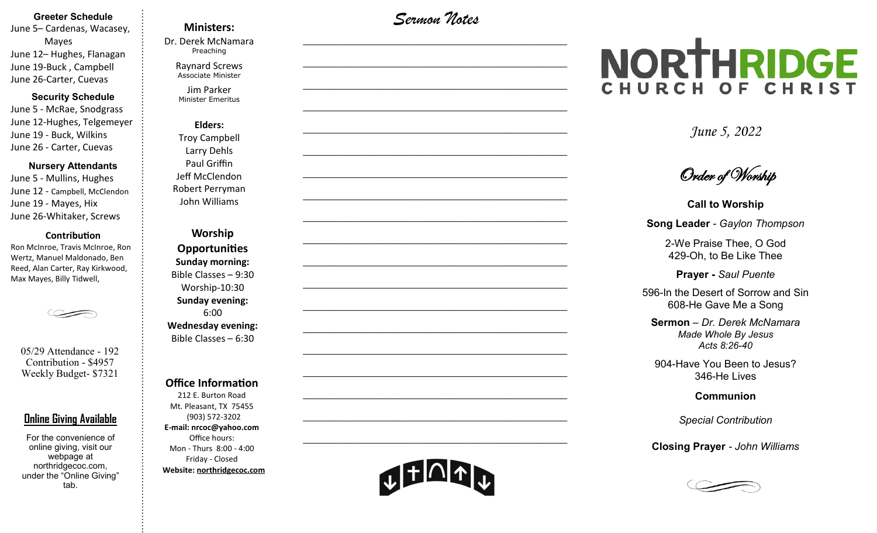### Greeter Schedule

June 5– Cardenas, Wacasey, Mayes
June 12– Hughes, Flanagan
June 19-Buck , Campbell
June 26-Carter, Cuevas

### Security Schedule

June 5 - McRae, Snodgrass
June 12-Hughes, Telgemeyer
June 19 - Buck, Wilkins
June 26 - Carter, Cuevas

### Nursery Attendants

June 5 - Mullins, Hughes
June 12 - Campbell, McClendon
June 19 - Mayes, Hix
June 26-Whitaker, Screws

### Contribution

Ron McInroe, Travis McInroe, Ron Wertz, Manuel Maldonado, Ben Reed, Alan Carter, Ray Kirkwood, Max Mayes, Billy Tidwell,

05/29 Attendance - 192
Contribution - $4957
Weekly Budget- $7321

### Online Giving Available

For the convenience of online giving, visit our webpage at northridgecoc.com, under the "Online Giving" tab.

### Ministers:

Dr. Derek McNamara
Preaching

Raynard Screws
Associate Minister

Jim Parker
Minister Emeritus

### Elders:

Troy Campbell
Larry Dehls
Paul Griffin
Jeff McClendon
Robert Perryman
John Williams

### Worship Opportunities

**Sunday morning:**
Bible Classes – 9:30
Worship-10:30
**Sunday evening:**
6:00
**Wednesday evening:**
Bible Classes – 6:30

### Office Information

212 E. Burton Road
Mt. Pleasant, TX 75455
(903) 572-3202
**E-mail: nrcoc@yahoo.com**
Office hours:
Mon - Thurs 8:00 - 4:00
Friday - Closed
**Website: northridgecoc.com**

## Sermon Notes

______________________________________________
______________________________________________
______________________________________________
______________________________________________
______________________________________________
______________________________________________
______________________________________________
______________________________________________
______________________________________________
______________________________________________
______________________________________________
______________________________________________
______________________________________________
______________________________________________
______________________________________________
______________________________________________
______________________________________________
______________________________________________
______________________________________________

# NORTHRIDGE CHURCH OF CHRIST

*June 5, 2022*

## Order of Worship

**Call to Worship**

**Song Leader** - *Gaylon Thompson*

2-We Praise Thee, O God
429-Oh, to Be Like Thee

**Prayer -** *Saul Puente*

596-In the Desert of Sorrow and Sin
608-He Gave Me a Song

**Sermon** – *Dr. Derek McNamara*
*Made Whole By Jesus*
*Acts 8:26-40*

904-Have You Been to Jesus?
346-He Lives

**Communion**

*Special Contribution*

**Closing Prayer** - *John Williams*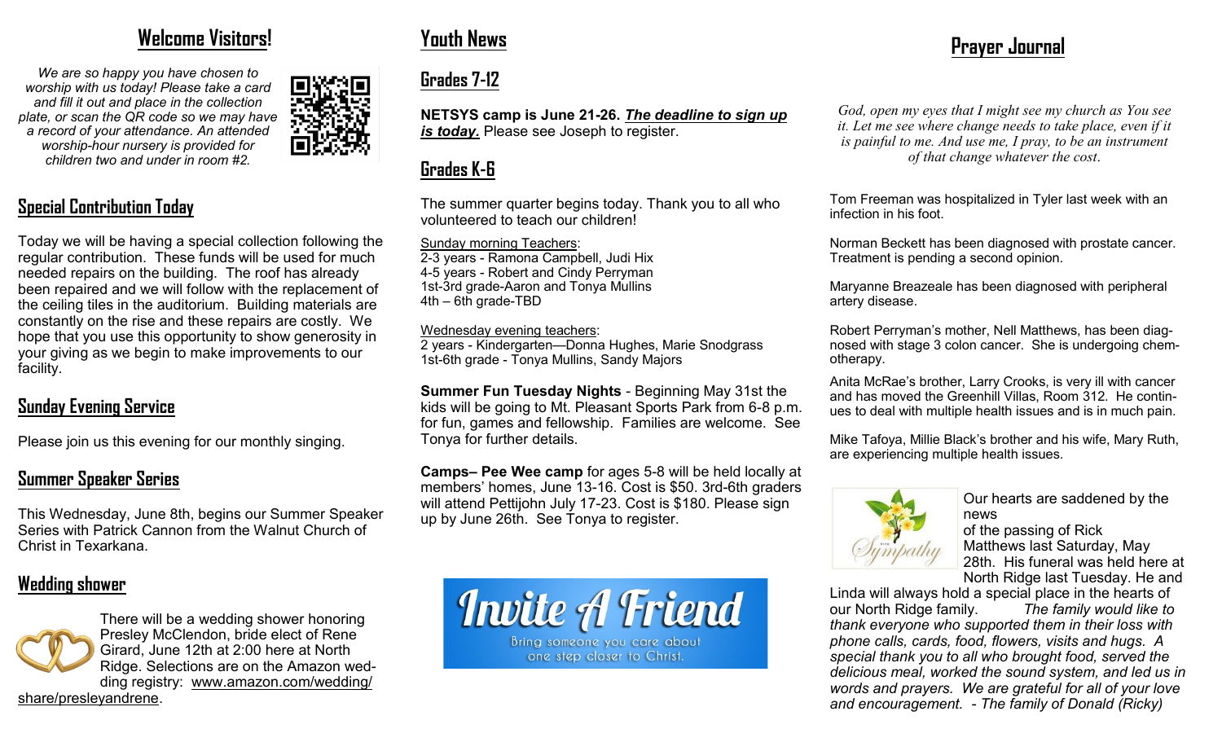## Welcome Visitors!

*We are so happy you have chosen to worship with us today! Please take a card and fill it out and place in the collection plate, or scan the QR code so we may have a record of your attendance. An attended worship-hour nursery is provided for children two and under in room #2.*

## Special Contribution Today

Today we will be having a special collection following the regular contribution. These funds will be used for much needed repairs on the building. The roof has already been repaired and we will follow with the replacement of the ceiling tiles in the auditorium. Building materials are constantly on the rise and these repairs are costly. We hope that you use this opportunity to show generosity in your giving as we begin to make improvements to our facility.

## Sunday Evening Service

Please join us this evening for our monthly singing.

## Summer Speaker Series

This Wednesday, June 8th, begins our Summer Speaker Series with Patrick Cannon from the Walnut Church of Christ in Texarkana.

## Wedding shower

There will be a wedding shower honoring Presley McClendon, bride elect of Rene Girard, June 12th at 2:00 here at North Ridge. Selections are on the Amazon wedding registry: www.amazon.com/wedding/share/presleyandrene.

## Youth News

### Grades 7-12

**NETSYS camp is June 21-26. *The deadline to sign up is today.*** Please see Joseph to register.

### Grades K-6

The summer quarter begins today. Thank you to all who volunteered to teach our children!

Sunday morning Teachers:
2-3 years - Ramona Campbell, Judi Hix
4-5 years - Robert and Cindy Perryman
1st-3rd grade-Aaron and Tonya Mullins
4th – 6th grade-TBD

Wednesday evening teachers:
2 years - Kindergarten—Donna Hughes, Marie Snodgrass
1st-6th grade - Tonya Mullins, Sandy Majors

**Summer Fun Tuesday Nights** - Beginning May 31st the kids will be going to Mt. Pleasant Sports Park from 6-8 p.m. for fun, games and fellowship. Families are welcome. See Tonya for further details.

**Camps– Pee Wee camp** for ages 5-8 will be held locally at members' homes, June 13-16. Cost is $50. 3rd-6th graders will attend Pettijohn July 17-23. Cost is $180. Please sign up by June 26th. See Tonya to register.

Invite A Friend
Bring someone you care about one step closer to Christ.

## Prayer Journal

*God, open my eyes that I might see my church as You see it. Let me see where change needs to take place, even if it is painful to me. And use me, I pray, to be an instrument of that change whatever the cost.*

Tom Freeman was hospitalized in Tyler last week with an infection in his foot.

Norman Beckett has been diagnosed with prostate cancer. Treatment is pending a second opinion.

Maryanne Breazeale has been diagnosed with peripheral artery disease.

Robert Perryman's mother, Nell Matthews, has been diagnosed with stage 3 colon cancer. She is undergoing chemotherapy.

Anita McRae's brother, Larry Crooks, is very ill with cancer and has moved the Greenhill Villas, Room 312. He continues to deal with multiple health issues and is in much pain.

Mike Tafoya, Millie Black's brother and his wife, Mary Ruth, are experiencing multiple health issues.

Our hearts are saddened by the news of the passing of Rick Matthews last Saturday, May 28th. His funeral was held here at North Ridge last Tuesday. He and Linda will always hold a special place in the hearts of our North Ridge family. *The family would like to thank everyone who supported them in their loss with phone calls, cards, food, flowers, visits and hugs. A special thank you to all who brought food, served the delicious meal, worked the sound system, and led us in words and prayers. We are grateful for all of your love and encouragement. - The family of Donald (Ricky)*